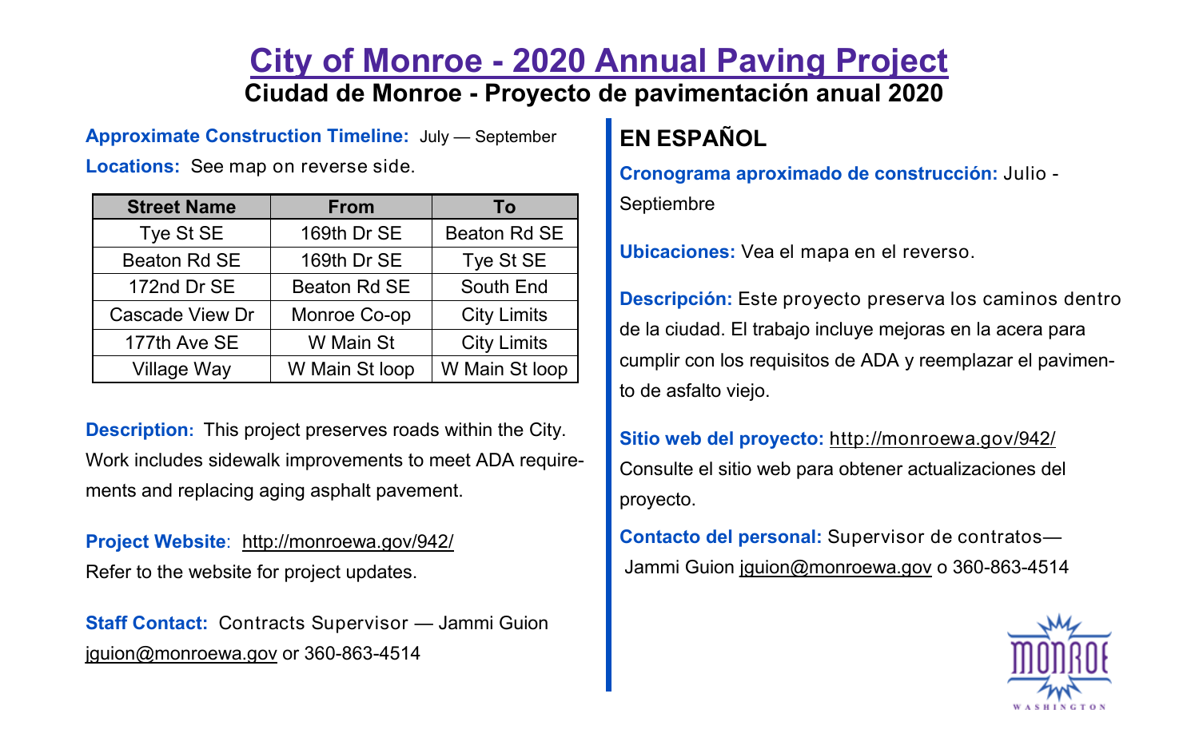# City of Monroe - 2020 Annual Paving Project

## Ciudad de Monroe - Proyecto de pavimentación anual 2020

**Approximate Construction Timeline:** July — September

**Locations:** See map on reverse side.

| Street Name | From | To |
| --- | --- | --- |
| Tye St SE | 169th Dr SE | Beaton Rd SE |
| Beaton Rd SE | 169th Dr SE | Tye St SE |
| 172nd Dr SE | Beaton Rd SE | South End |
| Cascade View Dr | Monroe Co-op | City Limits |
| 177th Ave SE | W Main St | City Limits |
| Village Way | W Main St loop | W Main St loop |

**Description:** This project preserves roads within the City. Work includes sidewalk improvements to meet ADA requirements and replacing aging asphalt pavement.

**Project Website**: http://monroewa.gov/942/
Refer to the website for project updates.

**Staff Contact:** Contracts Supervisor — Jammi Guion
jguion@monroewa.gov or 360-863-4514

## EN ESPAÑOL

**Cronograma aproximado de construcción:** Julio - Septiembre

**Ubicaciones:** Vea el mapa en el reverso.

**Descripción:** Este proyecto preserva los caminos dentro de la ciudad. El trabajo incluye mejoras en la acera para cumplir con los requisitos de ADA y reemplazar el pavimento de asfalto viejo.

**Sitio web del proyecto:** http://monroewa.gov/942/
Consulte el sitio web para obtener actualizaciones del proyecto.

**Contacto del personal:** Supervisor de contratos—
Jammi Guion jguion@monroewa.gov o 360-863-4514

MONROE
WASHINGTON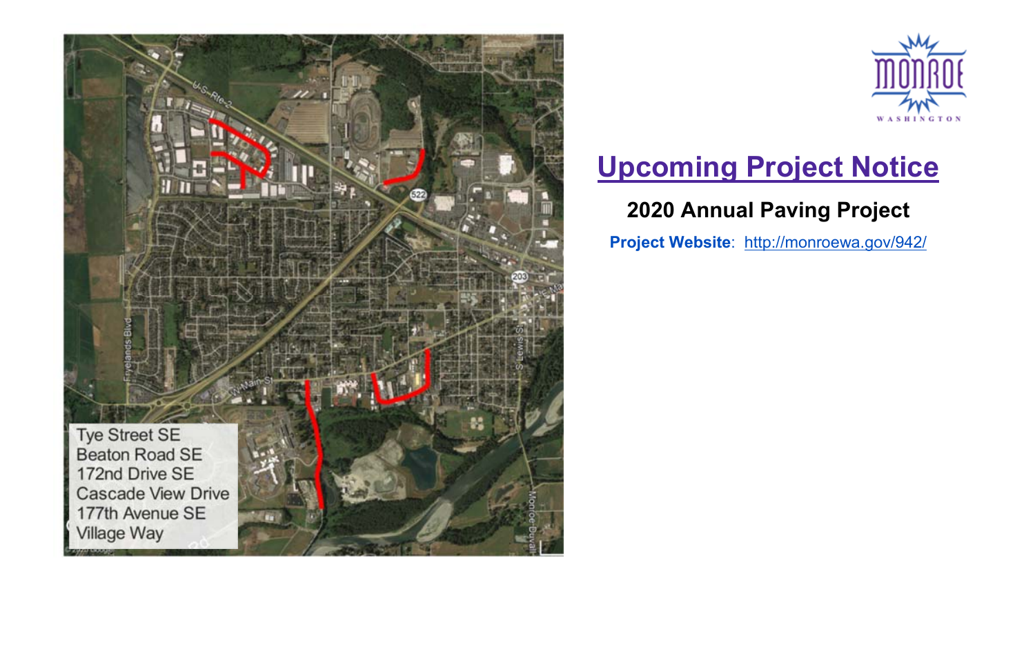Tye Street SE
Beaton Road SE
172nd Drive SE
Cascade View Drive
177th Avenue SE
Village Way

MONROE
WASHINGTON

# Upcoming Project Notice

## 2020 Annual Paving Project

**Project Website**: http://monroewa.gov/942/